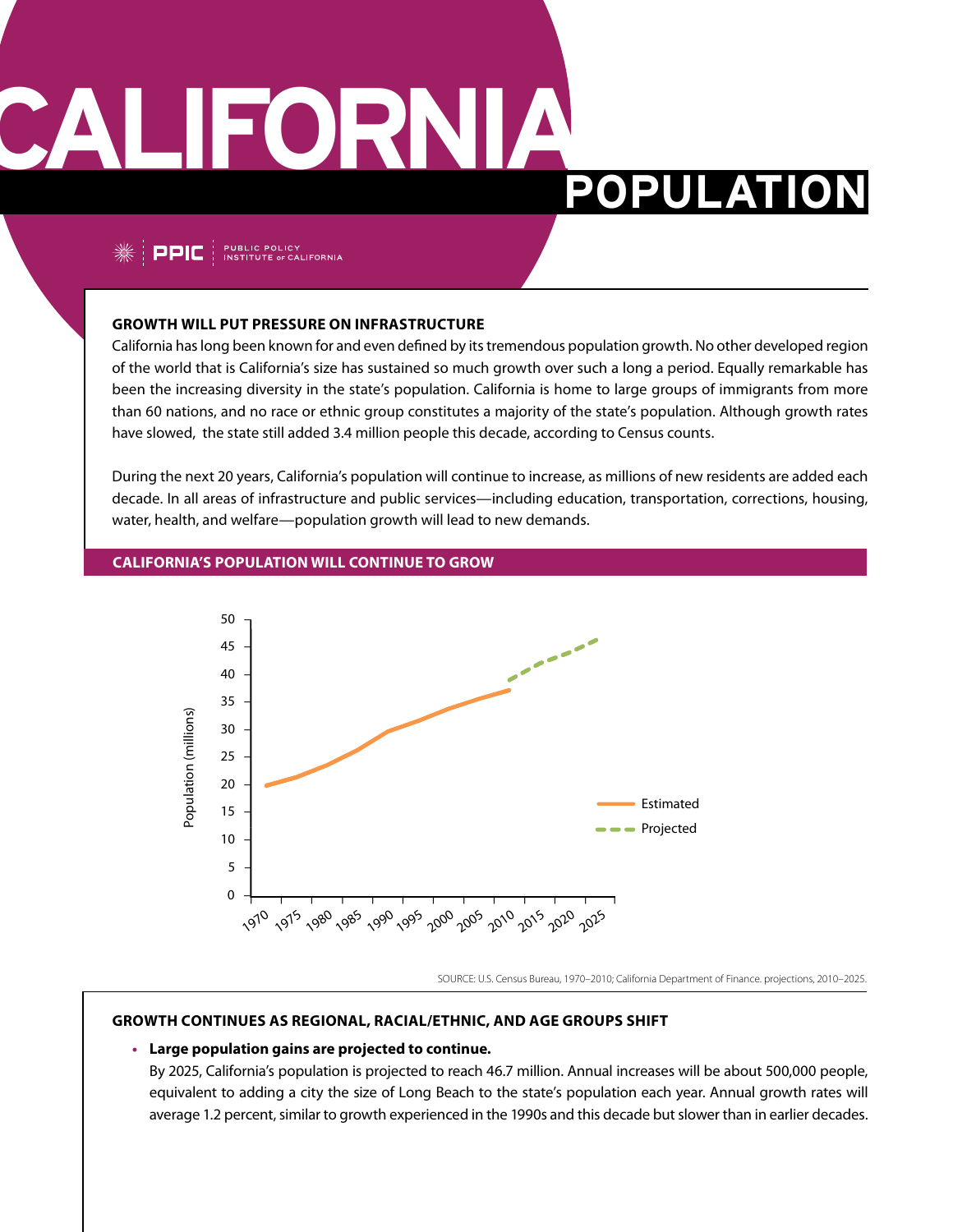# CALIFORNIA POPULATION

PPIC | PUBLIC POLICY INSTITUTE of CALIFORNIA

## GROWTH WILL PUT PRESSURE ON INFRASTRUCTURE

California has long been known for and even defined by its tremendous population growth. No other developed region of the world that is California's size has sustained so much growth over such a long a period. Equally remarkable has been the increasing diversity in the state's population. California is home to large groups of immigrants from more than 60 nations, and no race or ethnic group constitutes a majority of the state's population. Although growth rates have slowed, the state still added 3.4 million people this decade, according to Census counts.

During the next 20 years, California's population will continue to increase, as millions of new residents are added each decade. In all areas of infrastructure and public services—including education, transportation, corrections, housing, water, health, and welfare—population growth will lead to new demands.

### CALIFORNIA'S POPULATION WILL CONTINUE TO GROW

SOURCE: U.S. Census Bureau, 1970–2010; California Department of Finance. projections, 2010–2025.

## GROWTH CONTINUES AS REGIONAL, RACIAL/ETHNIC, AND AGE GROUPS SHIFT

- **Large population gains are projected to continue.**
  By 2025, California's population is projected to reach 46.7 million. Annual increases will be about 500,000 people, equivalent to adding a city the size of Long Beach to the state's population each year. Annual growth rates will average 1.2 percent, similar to growth experienced in the 1990s and this decade but slower than in earlier decades.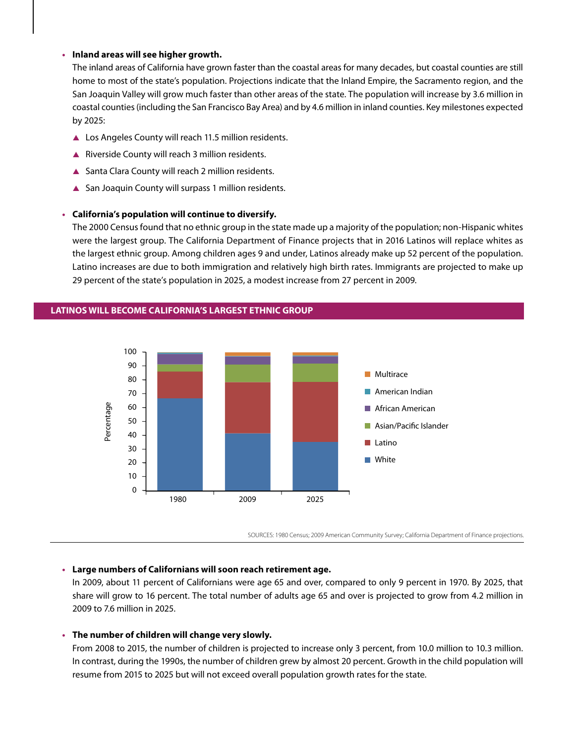- **Inland areas will see higher growth.**
  The inland areas of California have grown faster than the coastal areas for many decades, but coastal counties are still home to most of the state's population. Projections indicate that the Inland Empire, the Sacramento region, and the San Joaquin Valley will grow much faster than other areas of the state. The population will increase by 3.6 million in coastal counties (including the San Francisco Bay Area) and by 4.6 million in inland counties. Key milestones expected by 2025:
  - Los Angeles County will reach 11.5 million residents.
  - Riverside County will reach 3 million residents.
  - Santa Clara County will reach 2 million residents.
  - San Joaquin County will surpass 1 million residents.

- **California's population will continue to diversify.**
  The 2000 Census found that no ethnic group in the state made up a majority of the population; non-Hispanic whites were the largest group. The California Department of Finance projects that in 2016 Latinos will replace whites as the largest ethnic group. Among children ages 9 and under, Latinos already make up 52 percent of the population. Latino increases are due to both immigration and relatively high birth rates. Immigrants are projected to make up 29 percent of the state's population in 2025, a modest increase from 27 percent in 2009.

**LATINOS WILL BECOME CALIFORNIA'S LARGEST ETHNIC GROUP**

SOURCES: 1980 Census; 2009 American Community Survey; California Department of Finance projections.

- **Large numbers of Californians will soon reach retirement age.**
  In 2009, about 11 percent of Californians were age 65 and over, compared to only 9 percent in 1970. By 2025, that share will grow to 16 percent. The total number of adults age 65 and over is projected to grow from 4.2 million in 2009 to 7.6 million in 2025.

- **The number of children will change very slowly.**
  From 2008 to 2015, the number of children is projected to increase only 3 percent, from 10.0 million to 10.3 million. In contrast, during the 1990s, the number of children grew by almost 20 percent. Growth in the child population will resume from 2015 to 2025 but will not exceed overall population growth rates for the state.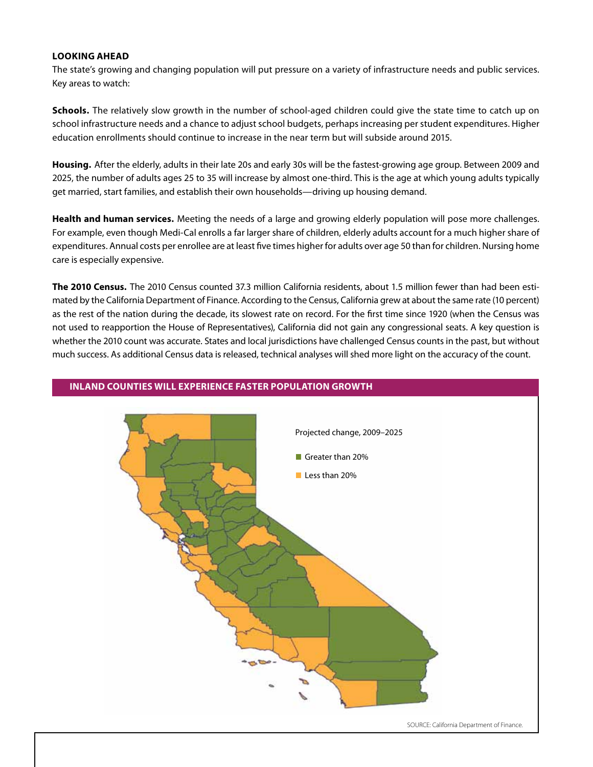**LOOKING AHEAD**

The state's growing and changing population will put pressure on a variety of infrastructure needs and public services. Key areas to watch:

**Schools.** The relatively slow growth in the number of school-aged children could give the state time to catch up on school infrastructure needs and a chance to adjust school budgets, perhaps increasing per student expenditures. Higher education enrollments should continue to increase in the near term but will subside around 2015.

**Housing.** After the elderly, adults in their late 20s and early 30s will be the fastest-growing age group. Between 2009 and 2025, the number of adults ages 25 to 35 will increase by almost one-third. This is the age at which young adults typically get married, start families, and establish their own households—driving up housing demand.

**Health and human services.** Meeting the needs of a large and growing elderly population will pose more challenges. For example, even though Medi-Cal enrolls a far larger share of children, elderly adults account for a much higher share of expenditures. Annual costs per enrollee are at least five times higher for adults over age 50 than for children. Nursing home care is especially expensive.

**The 2010 Census.** The 2010 Census counted 37.3 million California residents, about 1.5 million fewer than had been estimated by the California Department of Finance. According to the Census, California grew at about the same rate (10 percent) as the rest of the nation during the decade, its slowest rate on record. For the first time since 1920 (when the Census was not used to reapportion the House of Representatives), California did not gain any congressional seats. A key question is whether the 2010 count was accurate. States and local jurisdictions have challenged Census counts in the past, but without much success. As additional Census data is released, technical analyses will shed more light on the accuracy of the count.

**INLAND COUNTIES WILL EXPERIENCE FASTER POPULATION GROWTH**

Projected change, 2009–2025

- Greater than 20%
- Less than 20%

SOURCE: California Department of Finance.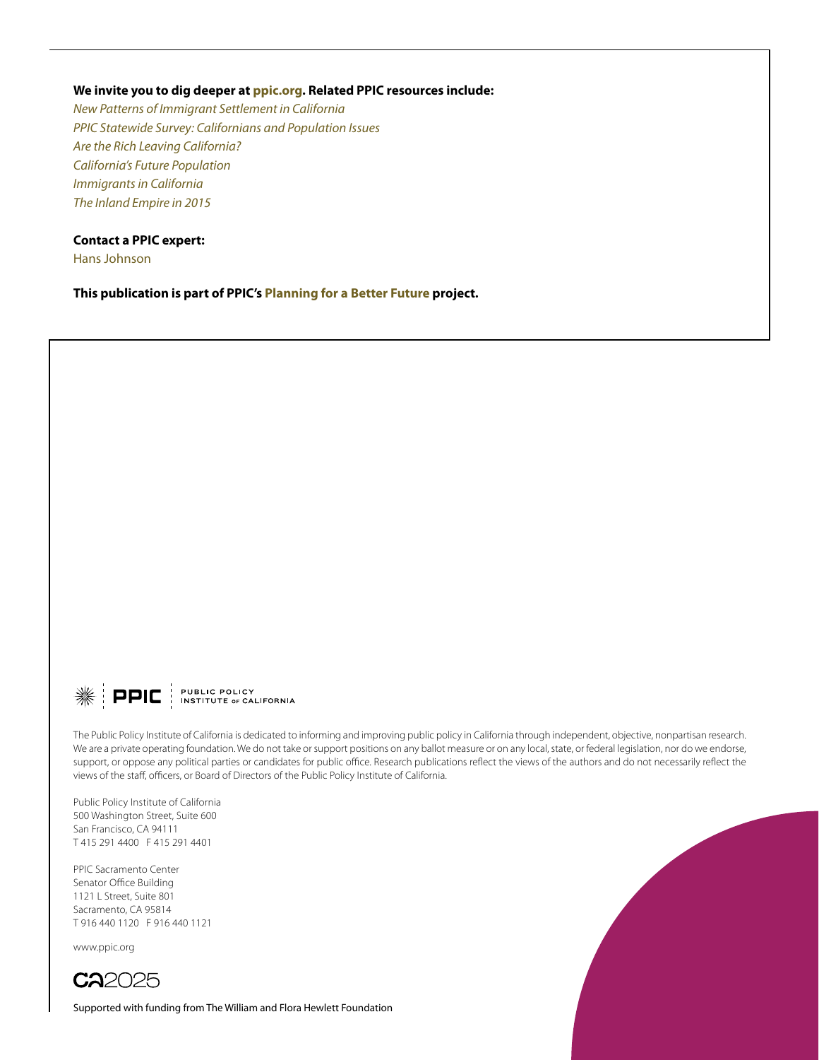**We invite you to dig deeper at ppic.org. Related PPIC resources include:**

*New Patterns of Immigrant Settlement in California*
*PPIC Statewide Survey: Californians and Population Issues*
*Are the Rich Leaving California?*
*California's Future Population*
*Immigrants in California*
*The Inland Empire in 2015*

**Contact a PPIC expert:**

Hans Johnson

**This publication is part of PPIC's Planning for a Better Future project.**

PPIC | PUBLIC POLICY INSTITUTE OF CALIFORNIA

The Public Policy Institute of California is dedicated to informing and improving public policy in California through independent, objective, nonpartisan research. We are a private operating foundation. We do not take or support positions on any ballot measure or on any local, state, or federal legislation, nor do we endorse, support, or oppose any political parties or candidates for public office. Research publications reflect the views of the authors and do not necessarily reflect the views of the staff, officers, or Board of Directors of the Public Policy Institute of California.

Public Policy Institute of California
500 Washington Street, Suite 600
San Francisco, CA 94111
T 415 291 4400 F 415 291 4401

PPIC Sacramento Center
Senator Office Building
1121 L Street, Suite 801
Sacramento, CA 95814
T 916 440 1120 F 916 440 1121

www.ppic.org

CA2025

Supported with funding from The William and Flora Hewlett Foundation